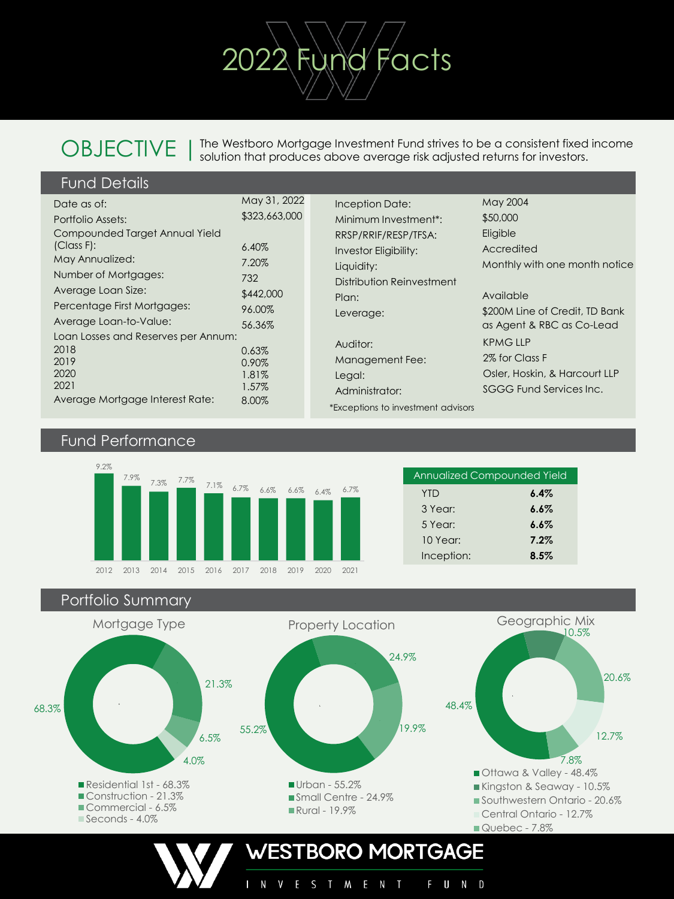# 2022 Fund Facts

**OBJECTIVE** | The Westboro Mortgage Investment Fund strives to be a consistent fixed income solution that produces above average risk adjusted returns for investors.

## Fund Details

| | |
|---|---|
| Date as of: | May 31, 2022 |
| Portfolio Assets: | $323,663,000 |
| Compounded Target Annual Yield (Class F): | 6.40% |
| May Annualized: | 7.20% |
| Number of Mortgages: | 732 |
| Average Loan Size: | $442,000 |
| Percentage First Mortgages: | 96.00% |
| Average Loan-to-Value: | 56.36% |
| Loan Losses and Reserves per Annum: | |
| 2018 | 0.63% |
| 2019 | 0.90% |
| 2020 | 1.81% |
| 2021 | 1.57% |
| Average Mortgage Interest Rate: | 8.00% |

| | |
|---|---|
| Inception Date: | May 2004 |
| Minimum Investment*: | $50,000 |
| RRSP/RRIF/RESP/TFSA: | Eligible |
| Investor Eligibility: | Accredited |
| Liquidity: | Monthly with one month notice |
| Distribution Reinvestment Plan: | Available |
| Leverage: | $200M Line of Credit, TD Bank as Agent & RBC as Co-Lead |
| Auditor: | KPMG LLP |
| Management Fee: | 2% for Class F |
| Legal: | Osler, Hoskin, & Harcourt LLP |
| Administrator: | SGGG Fund Services Inc. |

*Exceptions to investment advisors

## Fund Performance

| Year | 2012 | 2013 | 2014 | 2015 | 2016 | 2017 | 2018 | 2019 | 2020 | 2021 |
|---|---|---|---|---|---|---|---|---|---|---|
| Yield | 9.2% | 7.9% | 7.3% | 7.7% | 7.1% | 6.7% | 6.6% | 6.6% | 6.4% | 6.7% |

| Annualized Compounded Yield | |
|---|---|
| YTD | **6.4%** |
| 3 Year: | **6.6%** |
| 5 Year: | **6.6%** |
| 10 Year: | **7.2%** |
| Inception: | **8.5%** |

## Portfolio Summary

### Mortgage Type

- Residential 1st - 68.3%
- Construction - 21.3%
- Commercial - 6.5%
- Seconds - 4.0%

### Property Location

- Urban - 55.2%
- Small Centre - 24.9%
- Rural - 19.9%

### Geographic Mix

- Ottawa & Valley - 48.4%
- Kingston & Seaway - 10.5%
- Southwestern Ontario - 20.6%
- Central Ontario - 12.7%
- Quebec - 7.8%

WESTBORO MORTGAGE INVESTMENT FUND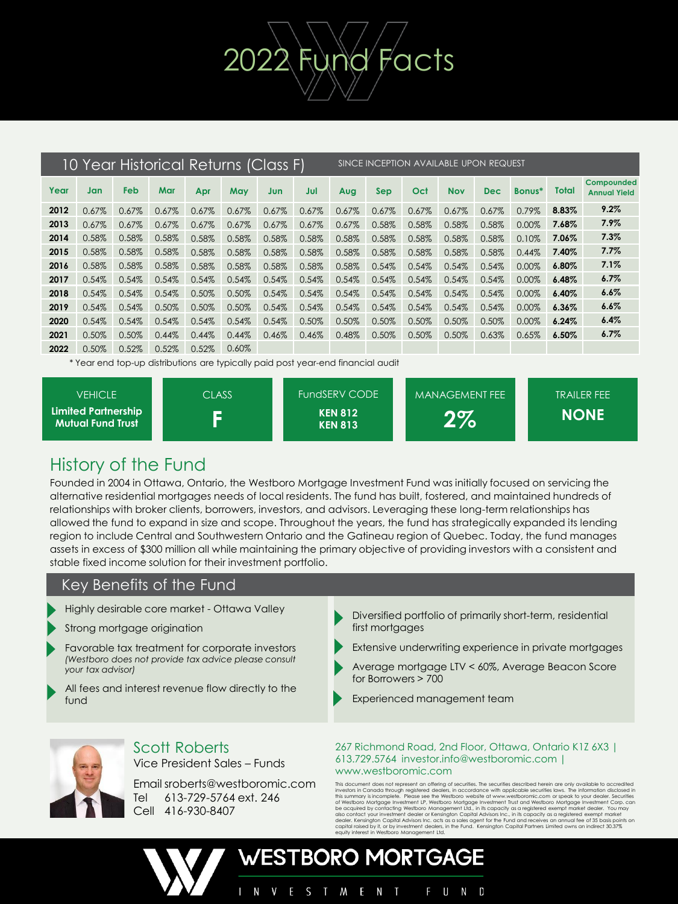# 2022 Fund Facts

## 10 Year Historical Returns (Class F)

SINCE INCEPTION AVAILABLE UPON REQUEST

| Year | Jan | Feb | Mar | Apr | May | Jun | Jul | Aug | Sep | Oct | Nov | Dec | Bonus* | Total | Compounded Annual Yield |
|---|---|---|---|---|---|---|---|---|---|---|---|---|---|---|---|
| 2012 | 0.67% | 0.67% | 0.67% | 0.67% | 0.67% | 0.67% | 0.67% | 0.67% | 0.67% | 0.67% | 0.67% | 0.67% | 0.79% | **8.83%** | 9.2% |
| 2013 | 0.67% | 0.67% | 0.67% | 0.67% | 0.67% | 0.67% | 0.67% | 0.67% | 0.58% | 0.58% | 0.58% | 0.58% | 0.00% | **7.68%** | 7.9% |
| 2014 | 0.58% | 0.58% | 0.58% | 0.58% | 0.58% | 0.58% | 0.58% | 0.58% | 0.58% | 0.58% | 0.58% | 0.58% | 0.10% | **7.06%** | 7.3% |
| 2015 | 0.58% | 0.58% | 0.58% | 0.58% | 0.58% | 0.58% | 0.58% | 0.58% | 0.58% | 0.58% | 0.58% | 0.58% | 0.44% | **7.40%** | 7.7% |
| 2016 | 0.58% | 0.58% | 0.58% | 0.58% | 0.58% | 0.58% | 0.58% | 0.58% | 0.54% | 0.54% | 0.54% | 0.54% | 0.00% | **6.80%** | 7.1% |
| 2017 | 0.54% | 0.54% | 0.54% | 0.54% | 0.54% | 0.54% | 0.54% | 0.54% | 0.54% | 0.54% | 0.54% | 0.54% | 0.00% | **6.48%** | 6.7% |
| 2018 | 0.54% | 0.54% | 0.54% | 0.50% | 0.50% | 0.54% | 0.54% | 0.54% | 0.54% | 0.54% | 0.54% | 0.54% | 0.00% | **6.40%** | 6.6% |
| 2019 | 0.54% | 0.54% | 0.50% | 0.50% | 0.50% | 0.54% | 0.54% | 0.54% | 0.54% | 0.54% | 0.54% | 0.54% | 0.00% | **6.36%** | 6.6% |
| 2020 | 0.54% | 0.54% | 0.54% | 0.54% | 0.54% | 0.54% | 0.50% | 0.50% | 0.50% | 0.50% | 0.50% | 0.50% | 0.00% | **6.24%** | 6.4% |
| 2021 | 0.50% | 0.50% | 0.44% | 0.44% | 0.44% | 0.46% | 0.46% | 0.48% | 0.50% | 0.50% | 0.50% | 0.63% | 0.65% | **6.50%** | 6.7% |
| 2022 | 0.50% | 0.52% | 0.52% | 0.52% | 0.60% | | | | | | | | | | |

\* Year end top-up distributions are typically paid post year-end financial audit

| VEHICLE | CLASS | FundSERV CODE | MANAGEMENT FEE | TRAILER FEE |
|---|---|---|---|---|
| **Limited Partnership Mutual Fund Trust** | **F** | **KEN 812 KEN 813** | **2%** | **NONE** |

## History of the Fund

Founded in 2004 in Ottawa, Ontario, the Westboro Mortgage Investment Fund was initially focused on servicing the alternative residential mortgages needs of local residents. The fund has built, fostered, and maintained hundreds of relationships with broker clients, borrowers, investors, and advisors. Leveraging these long-term relationships has allowed the fund to expand in size and scope. Throughout the years, the fund has strategically expanded its lending region to include Central and Southwestern Ontario and the Gatineau region of Quebec. Today, the fund manages assets in excess of $300 million all while maintaining the primary objective of providing investors with a consistent and stable fixed income solution for their investment portfolio.

## Key Benefits of the Fund

- Highly desirable core market - Ottawa Valley
- Strong mortgage origination
- Favorable tax treatment for corporate investors *(Westboro does not provide tax advice please consult your tax advisor)*
- All fees and interest revenue flow directly to the fund
- Diversified portfolio of primarily short-term, residential first mortgages
- Extensive underwriting experience in private mortgages
- Average mortgage LTV < 60%, Average Beacon Score for Borrowers > 700
- Experienced management team

### Scott Roberts

Vice President Sales – Funds

Email sroberts@westboromic.com
Tel 613-729-5764 ext. 246
Cell 416-930-8407

267 Richmond Road, 2nd Floor, Ottawa, Ontario K1Z 6X3 | 613.729.5764 investor.info@westboromic.com | www.westboromic.com

This document does not represent an offering of securities. The securities described herein are only available to accredited investors in Canada through registered dealers, in accordance with applicable securities laws. The information disclosed in this summary is incomplete. Please see the Westboro website at www.westboromic.com or speak to your dealer. Securities of Westboro Mortgage Investment LP, Westboro Mortgage Investment Trust and Westboro Mortgage Investment Corp. can be acquired by contacting Westboro Management Ltd., in its capacity as a registered exempt market dealer. You may also contact your investment dealer or Kensington Capital Advisors Inc., in its capacity as a registered exempt market dealer. Kensington Capital Advisors Inc. acts as a sales agent for the Fund and receives an annual fee of 35 basis points on capital raised by it, or by investment dealers, in the Fund. Kensington Capital Partners Limited owns an indirect 30.37% equity interest in Westboro Management Ltd.

WESTBORO MORTGAGE INVESTMENT FUND